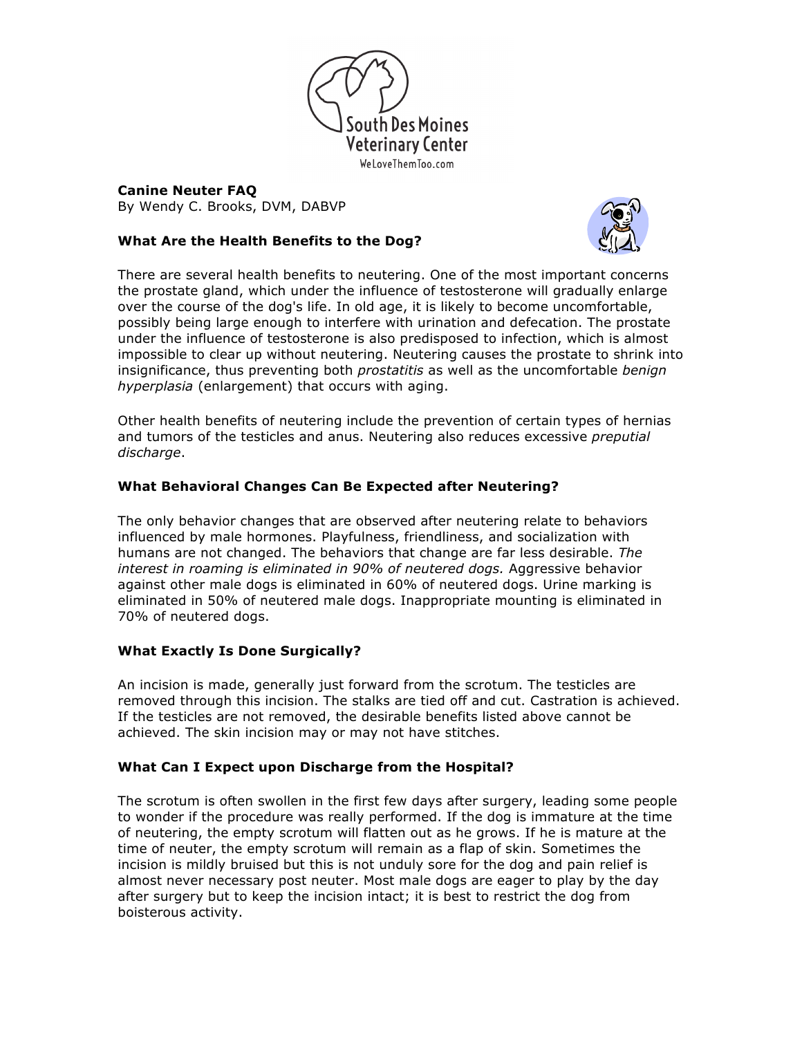South Des Moines Veterinary Center

WeLoveThemToo.com

**Canine Neuter FAQ**
By Wendy C. Brooks, DVM, DABVP

### What Are the Health Benefits to the Dog?

There are several health benefits to neutering. One of the most important concerns the prostate gland, which under the influence of testosterone will gradually enlarge over the course of the dog's life. In old age, it is likely to become uncomfortable, possibly being large enough to interfere with urination and defecation. The prostate under the influence of testosterone is also predisposed to infection, which is almost impossible to clear up without neutering. Neutering causes the prostate to shrink into insignificance, thus preventing both *prostatitis* as well as the uncomfortable *benign hyperplasia* (enlargement) that occurs with aging.

Other health benefits of neutering include the prevention of certain types of hernias and tumors of the testicles and anus. Neutering also reduces excessive *preputial discharge*.

### What Behavioral Changes Can Be Expected after Neutering?

The only behavior changes that are observed after neutering relate to behaviors influenced by male hormones. Playfulness, friendliness, and socialization with humans are not changed. The behaviors that change are far less desirable. *The interest in roaming is eliminated in 90% of neutered dogs.* Aggressive behavior against other male dogs is eliminated in 60% of neutered dogs. Urine marking is eliminated in 50% of neutered male dogs. Inappropriate mounting is eliminated in 70% of neutered dogs.

### What Exactly Is Done Surgically?

An incision is made, generally just forward from the scrotum. The testicles are removed through this incision. The stalks are tied off and cut. Castration is achieved. If the testicles are not removed, the desirable benefits listed above cannot be achieved. The skin incision may or may not have stitches.

### What Can I Expect upon Discharge from the Hospital?

The scrotum is often swollen in the first few days after surgery, leading some people to wonder if the procedure was really performed. If the dog is immature at the time of neutering, the empty scrotum will flatten out as he grows. If he is mature at the time of neuter, the empty scrotum will remain as a flap of skin. Sometimes the incision is mildly bruised but this is not unduly sore for the dog and pain relief is almost never necessary post neuter. Most male dogs are eager to play by the day after surgery but to keep the incision intact; it is best to restrict the dog from boisterous activity.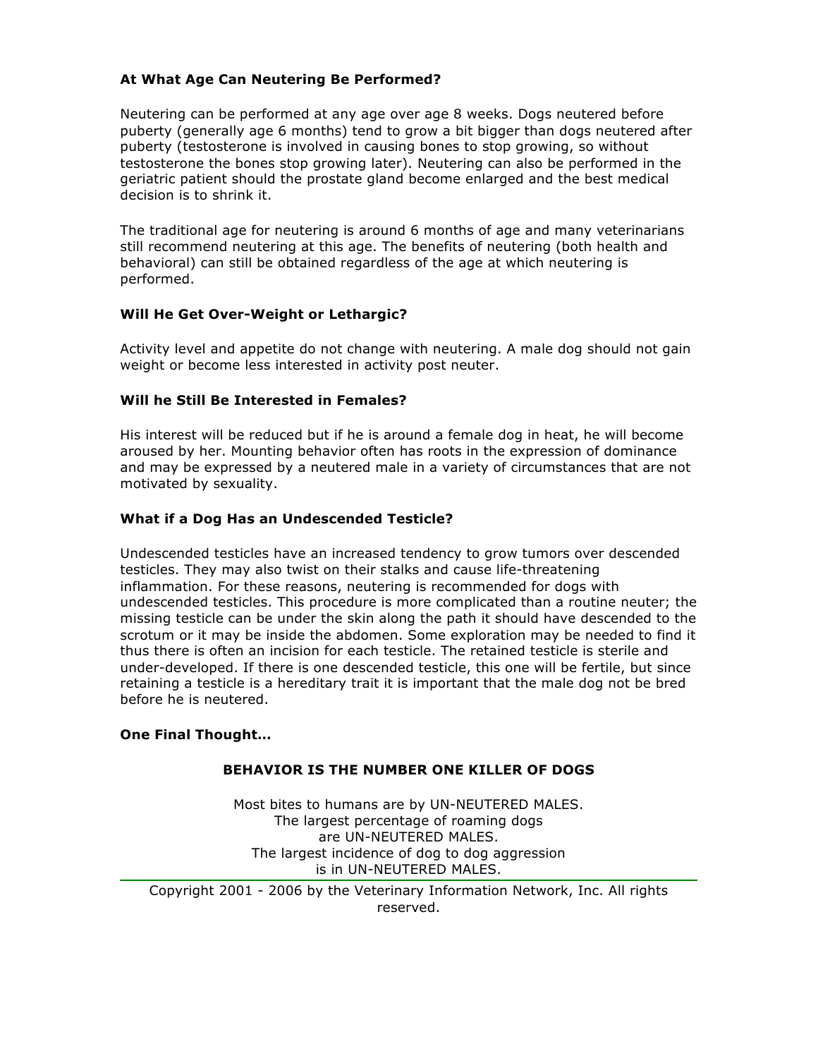### At What Age Can Neutering Be Performed?

Neutering can be performed at any age over age 8 weeks. Dogs neutered before puberty (generally age 6 months) tend to grow a bit bigger than dogs neutered after puberty (testosterone is involved in causing bones to stop growing, so without testosterone the bones stop growing later). Neutering can also be performed in the geriatric patient should the prostate gland become enlarged and the best medical decision is to shrink it.

The traditional age for neutering is around 6 months of age and many veterinarians still recommend neutering at this age. The benefits of neutering (both health and behavioral) can still be obtained regardless of the age at which neutering is performed.

### Will He Get Over-Weight or Lethargic?

Activity level and appetite do not change with neutering. A male dog should not gain weight or become less interested in activity post neuter.

### Will he Still Be Interested in Females?

His interest will be reduced but if he is around a female dog in heat, he will become aroused by her. Mounting behavior often has roots in the expression of dominance and may be expressed by a neutered male in a variety of circumstances that are not motivated by sexuality.

### What if a Dog Has an Undescended Testicle?

Undescended testicles have an increased tendency to grow tumors over descended testicles. They may also twist on their stalks and cause life-threatening inflammation. For these reasons, neutering is recommended for dogs with undescended testicles. This procedure is more complicated than a routine neuter; the missing testicle can be under the skin along the path it should have descended to the scrotum or it may be inside the abdomen. Some exploration may be needed to find it thus there is often an incision for each testicle. The retained testicle is sterile and under-developed. If there is one descended testicle, this one will be fertile, but since retaining a testicle is a hereditary trait it is important that the male dog not be bred before he is neutered.

### One Final Thought…

**BEHAVIOR IS THE NUMBER ONE KILLER OF DOGS**

Most bites to humans are by UN-NEUTERED MALES.
The largest percentage of roaming dogs are UN-NEUTERED MALES.
The largest incidence of dog to dog aggression is in UN-NEUTERED MALES.

---

Copyright 2001 - 2006 by the Veterinary Information Network, Inc. All rights reserved.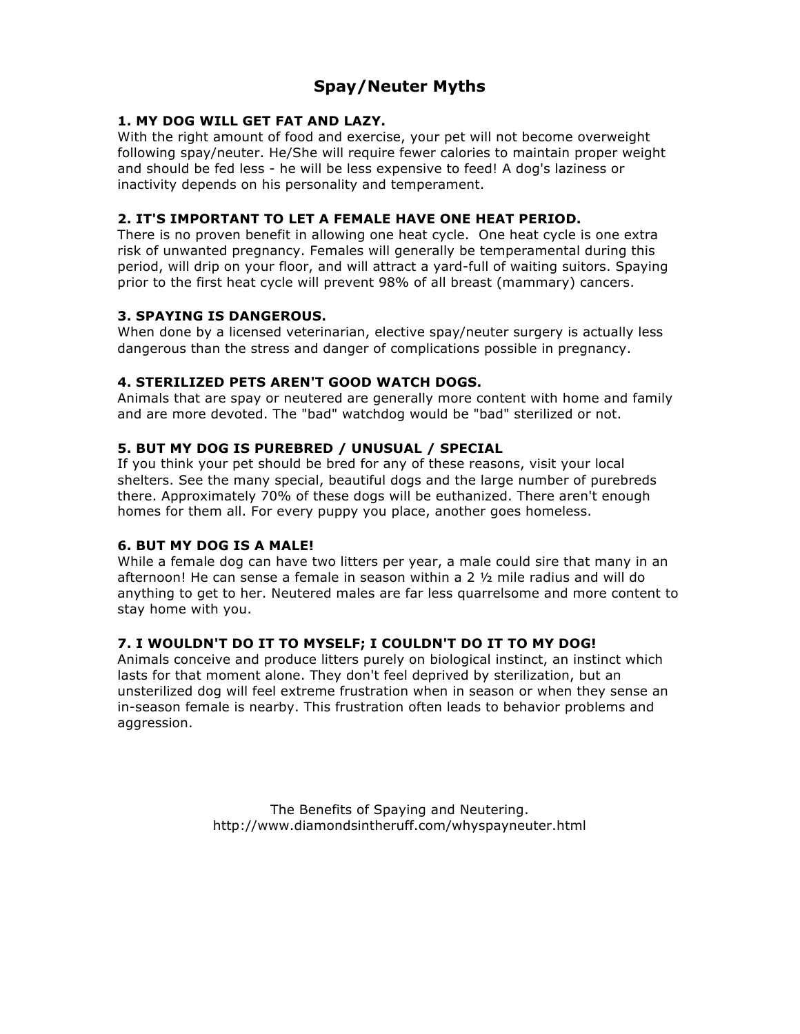# Spay/Neuter Myths

**1. MY DOG WILL GET FAT AND LAZY.**
With the right amount of food and exercise, your pet will not become overweight following spay/neuter. He/She will require fewer calories to maintain proper weight and should be fed less - he will be less expensive to feed! A dog's laziness or inactivity depends on his personality and temperament.

**2. IT'S IMPORTANT TO LET A FEMALE HAVE ONE HEAT PERIOD.**
There is no proven benefit in allowing one heat cycle. One heat cycle is one extra risk of unwanted pregnancy. Females will generally be temperamental during this period, will drip on your floor, and will attract a yard-full of waiting suitors. Spaying prior to the first heat cycle will prevent 98% of all breast (mammary) cancers.

**3. SPAYING IS DANGEROUS.**
When done by a licensed veterinarian, elective spay/neuter surgery is actually less dangerous than the stress and danger of complications possible in pregnancy.

**4. STERILIZED PETS AREN'T GOOD WATCH DOGS.**
Animals that are spay or neutered are generally more content with home and family and are more devoted. The "bad" watchdog would be "bad" sterilized or not.

**5. BUT MY DOG IS PUREBRED / UNUSUAL / SPECIAL**
If you think your pet should be bred for any of these reasons, visit your local shelters. See the many special, beautiful dogs and the large number of purebreds there. Approximately 70% of these dogs will be euthanized. There aren't enough homes for them all. For every puppy you place, another goes homeless.

**6. BUT MY DOG IS A MALE!**
While a female dog can have two litters per year, a male could sire that many in an afternoon! He can sense a female in season within a 2 ½ mile radius and will do anything to get to her. Neutered males are far less quarrelsome and more content to stay home with you.

**7. I WOULDN'T DO IT TO MYSELF; I COULDN'T DO IT TO MY DOG!**
Animals conceive and produce litters purely on biological instinct, an instinct which lasts for that moment alone. They don't feel deprived by sterilization, but an unsterilized dog will feel extreme frustration when in season or when they sense an in-season female is nearby. This frustration often leads to behavior problems and aggression.

The Benefits of Spaying and Neutering.
http://www.diamondsintheruff.com/whyspayneuter.html